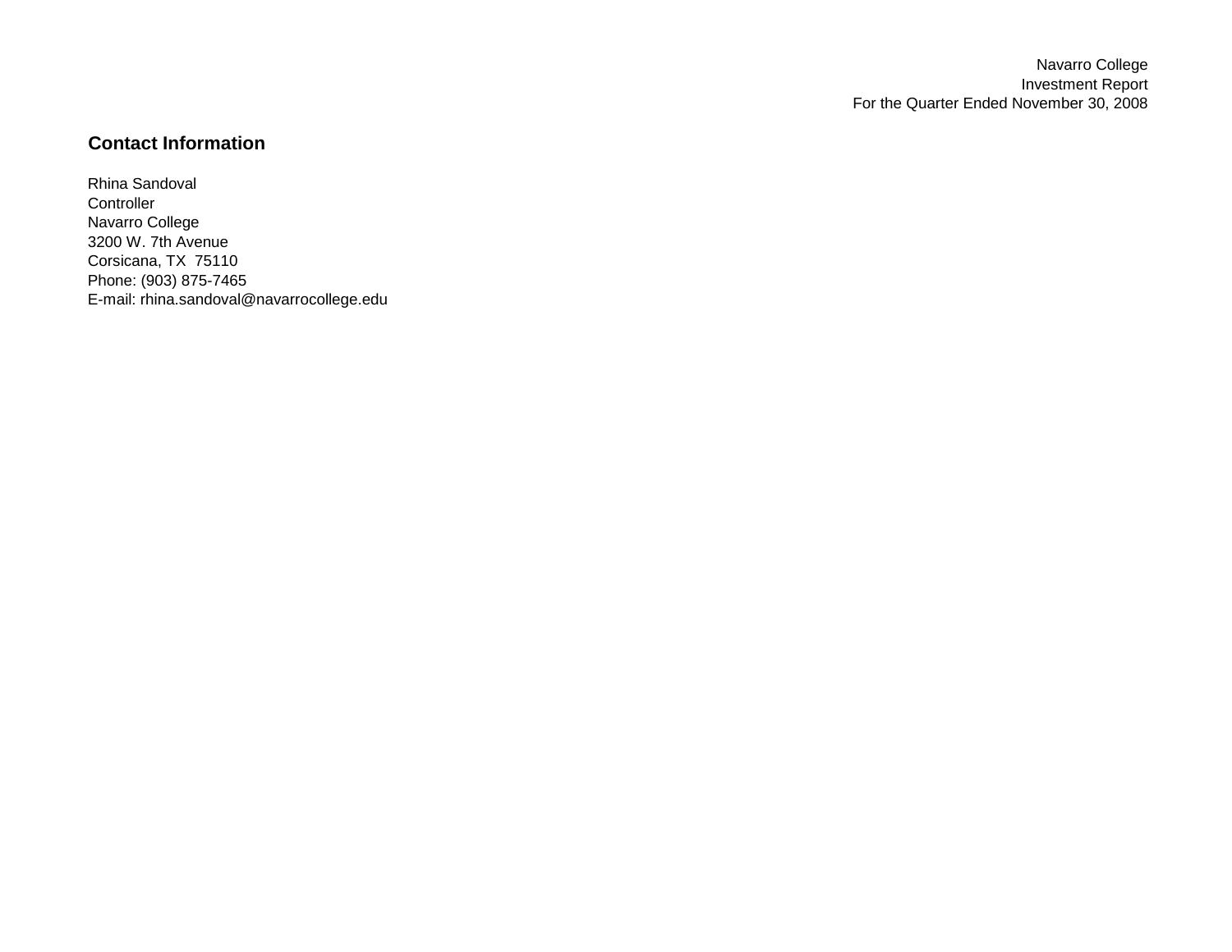Navarro College
Investment Report
For the Quarter Ended November 30, 2008

## Contact Information

Rhina Sandoval
Controller
Navarro College
3200 W. 7th Avenue
Corsicana, TX  75110
Phone: (903) 875-7465
E-mail: rhina.sandoval@navarrocollege.edu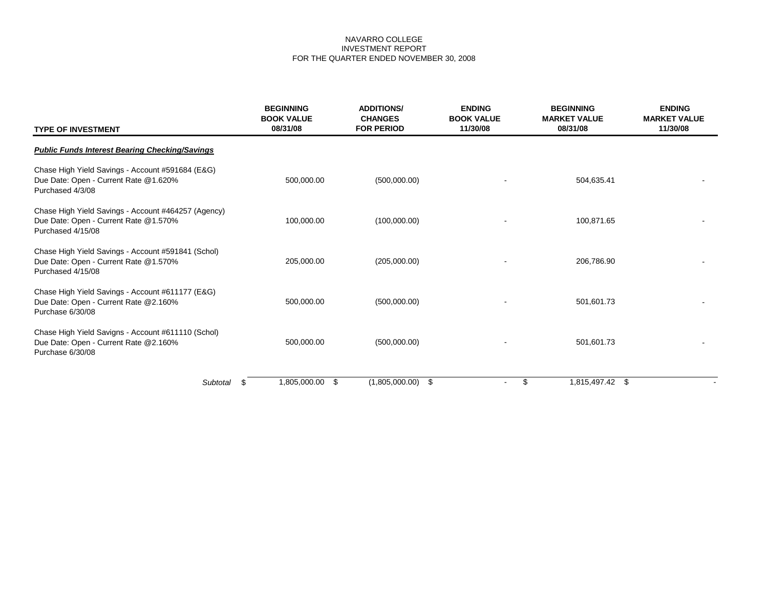NAVARRO COLLEGE
INVESTMENT REPORT
FOR THE QUARTER ENDED NOVEMBER 30, 2008

| TYPE OF INVESTMENT | BEGINNING BOOK VALUE 08/31/08 | ADDITIONS/ CHANGES FOR PERIOD | ENDING BOOK VALUE 11/30/08 | BEGINNING MARKET VALUE 08/31/08 | ENDING MARKET VALUE 11/30/08 |
|---|---|---|---|---|---|
| ***Public Funds Interest Bearing Checking/Savings*** | | | | | |
| Chase High Yield Savings - Account #591684 (E&G) Due Date: Open - Current Rate @1.620% Purchased 4/3/08 | 500,000.00 | (500,000.00) | - | 504,635.41 | - |
| Chase High Yield Savings - Account #464257 (Agency) Due Date: Open - Current Rate @1.570% Purchased 4/15/08 | 100,000.00 | (100,000.00) | - | 100,871.65 | - |
| Chase High Yield Savings - Account #591841 (Schol) Due Date: Open - Current Rate @1.570% Purchased 4/15/08 | 205,000.00 | (205,000.00) | - | 206,786.90 | - |
| Chase High Yield Savings - Account #611177 (E&G) Due Date: Open - Current Rate @2.160% Purchase 6/30/08 | 500,000.00 | (500,000.00) | - | 501,601.73 | - |
| Chase High Yield Savigns - Account #611110 (Schol) Due Date: Open - Current Rate @2.160% Purchase 6/30/08 | 500,000.00 | (500,000.00) | - | 501,601.73 | - |
| *Subtotal* | $ 1,805,000.00 | $ (1,805,000.00) | $ - | $ 1,815,497.42 | $ - |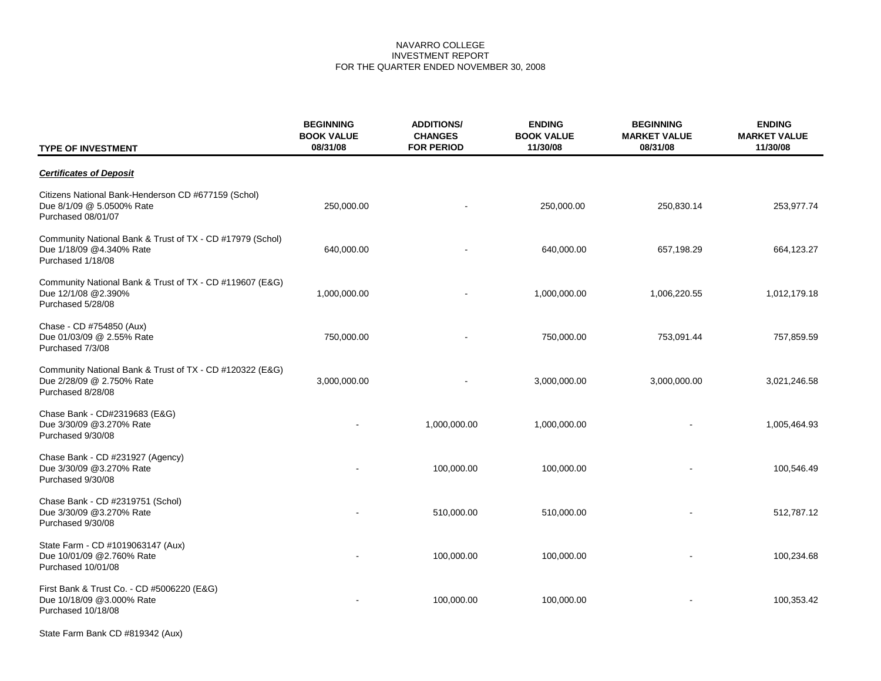NAVARRO COLLEGE
INVESTMENT REPORT
FOR THE QUARTER ENDED NOVEMBER 30, 2008

| TYPE OF INVESTMENT | BEGINNING BOOK VALUE 08/31/08 | ADDITIONS/ CHANGES FOR PERIOD | ENDING BOOK VALUE 11/30/08 | BEGINNING MARKET VALUE 08/31/08 | ENDING MARKET VALUE 11/30/08 |
|---|---|---|---|---|---|
| ***Certificates of Deposit*** | | | | | |
| Citizens National Bank-Henderson CD #677159 (Schol) Due 8/1/09 @ 5.0500% Rate Purchased 08/01/07 | 250,000.00 | - | 250,000.00 | 250,830.14 | 253,977.74 |
| Community National Bank & Trust of TX - CD #17979 (Schol) Due 1/18/09 @4.340% Rate Purchased 1/18/08 | 640,000.00 | - | 640,000.00 | 657,198.29 | 664,123.27 |
| Community National Bank & Trust of TX - CD #119607 (E&G) Due 12/1/08 @2.390% Purchased 5/28/08 | 1,000,000.00 | - | 1,000,000.00 | 1,006,220.55 | 1,012,179.18 |
| Chase - CD #754850 (Aux) Due 01/03/09 @ 2.55% Rate Purchased 7/3/08 | 750,000.00 | - | 750,000.00 | 753,091.44 | 757,859.59 |
| Community National Bank & Trust of TX - CD #120322 (E&G) Due 2/28/09 @ 2.750% Rate Purchased 8/28/08 | 3,000,000.00 | - | 3,000,000.00 | 3,000,000.00 | 3,021,246.58 |
| Chase Bank - CD#2319683 (E&G) Due 3/30/09 @3.270% Rate Purchased 9/30/08 | - | 1,000,000.00 | 1,000,000.00 | - | 1,005,464.93 |
| Chase Bank - CD #231927 (Agency) Due 3/30/09 @3.270% Rate Purchased 9/30/08 | - | 100,000.00 | 100,000.00 | - | 100,546.49 |
| Chase Bank - CD #2319751 (Schol) Due 3/30/09 @3.270% Rate Purchased 9/30/08 | - | 510,000.00 | 510,000.00 | - | 512,787.12 |
| State Farm - CD #1019063147 (Aux) Due 10/01/09 @2.760% Rate Purchased 10/01/08 | - | 100,000.00 | 100,000.00 | - | 100,234.68 |
| First Bank & Trust Co. - CD #5006220 (E&G) Due 10/18/09 @3.000% Rate Purchased 10/18/08 | - | 100,000.00 | 100,000.00 | - | 100,353.42 |
| State Farm Bank CD #819342 (Aux) | | | | | |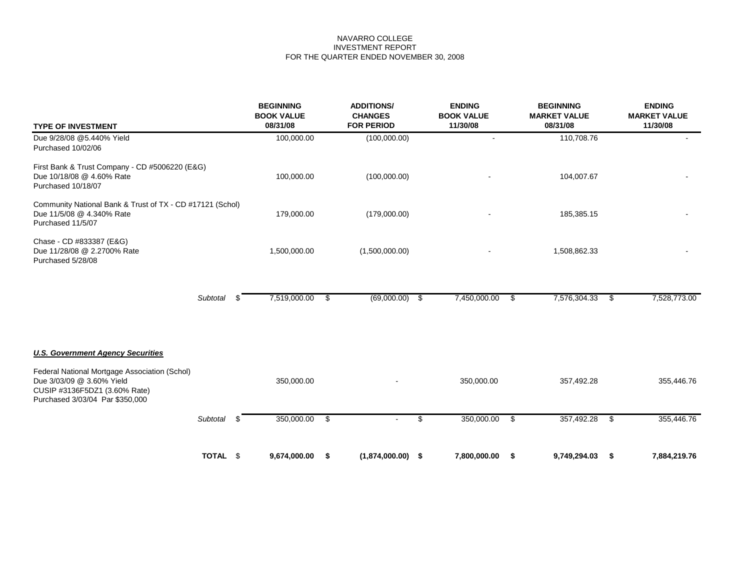NAVARRO COLLEGE
INVESTMENT REPORT
FOR THE QUARTER ENDED NOVEMBER 30, 2008

| TYPE OF INVESTMENT | BEGINNING BOOK VALUE 08/31/08 | ADDITIONS/ CHANGES FOR PERIOD | ENDING BOOK VALUE 11/30/08 | BEGINNING MARKET VALUE 08/31/08 | ENDING MARKET VALUE 11/30/08 |
|---|---|---|---|---|---|
| Due 9/28/08 @5.440% Yield<br>Purchased 10/02/06 | 100,000.00 | (100,000.00) | - | 110,708.76 | - |
| First Bank & Trust Company - CD #5006220 (E&G)<br>Due 10/18/08 @ 4.60% Rate<br>Purchased 10/18/07 | 100,000.00 | (100,000.00) | - | 104,007.67 | - |
| Community National Bank & Trust of TX - CD #17121 (Schol)<br>Due 11/5/08 @ 4.340% Rate<br>Purchased 11/5/07 | 179,000.00 | (179,000.00) | - | 185,385.15 | - |
| Chase - CD #833387 (E&G)<br>Due 11/28/08 @ 2.2700% Rate<br>Purchased 5/28/08 | 1,500,000.00 | (1,500,000.00) | - | 1,508,862.33 | - |
| *Subtotal* | $ 7,519,000.00 | $ (69,000.00) | $ 7,450,000.00 | $ 7,576,304.33 | $ 7,528,773.00 |
| ***U.S. Government Agency Securities*** | | | | | |
| Federal National Mortgage Association (Schol)<br>Due 3/03/09 @ 3.60% Yield<br>CUSIP #3136F5DZ1 (3.60% Rate)<br>Purchased 3/03/04 Par $350,000 | 350,000.00 | - | 350,000.00 | 357,492.28 | 355,446.76 |
| *Subtotal* | $ 350,000.00 | $ - | $ 350,000.00 | $ 357,492.28 | $ 355,446.76 |
| **TOTAL** | $ **9,674,000.00** | **$ (1,874,000.00)** | **$ 7,800,000.00** | **$ 9,749,294.03** | **$ 7,884,219.76** |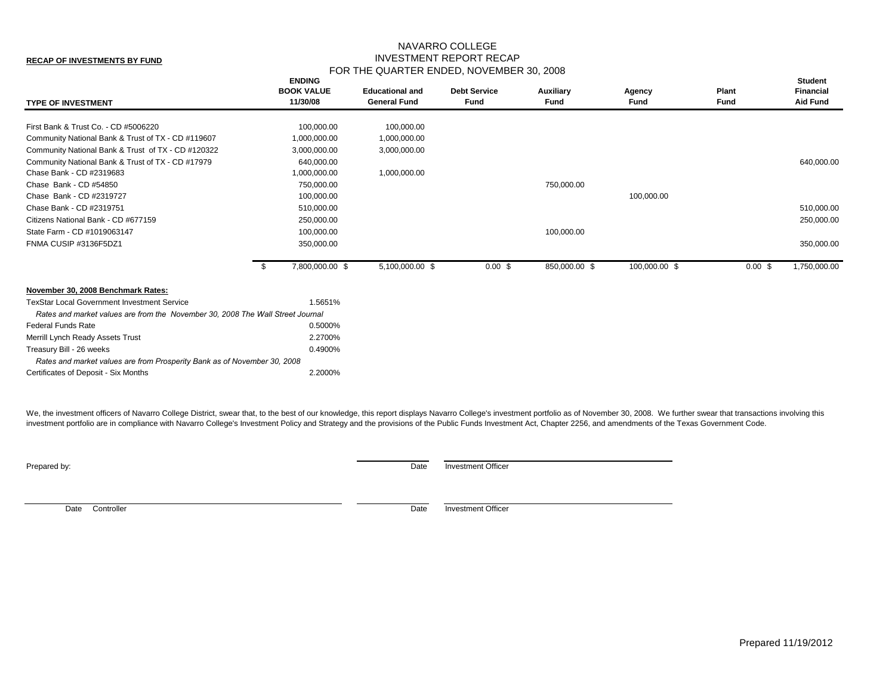**RECAP OF INVESTMENTS BY FUND**

# NAVARRO COLLEGE
## INVESTMENT REPORT RECAP
### FOR THE QUARTER ENDED, NOVEMBER 30, 2008

| TYPE OF INVESTMENT | ENDING BOOK VALUE 11/30/08 | Educational and General Fund | Debt Service Fund | Auxiliary Fund | Agency Fund | Plant Fund | Student Financial Aid Fund |
|---|---|---|---|---|---|---|---|
| First Bank & Trust Co. - CD #5006220 | 100,000.00 | 100,000.00 | | | | | |
| Community National Bank & Trust of TX - CD #119607 | 1,000,000.00 | 1,000,000.00 | | | | | |
| Community National Bank & Trust of TX - CD #120322 | 3,000,000.00 | 3,000,000.00 | | | | | |
| Community National Bank & Trust of TX - CD #17979 | 640,000.00 | | | | | | 640,000.00 |
| Chase Bank - CD #2319683 | 1,000,000.00 | 1,000,000.00 | | | | | |
| Chase Bank - CD #54850 | 750,000.00 | | | 750,000.00 | | | |
| Chase Bank - CD #2319727 | 100,000.00 | | | | 100,000.00 | | |
| Chase Bank - CD #2319751 | 510,000.00 | | | | | | 510,000.00 |
| Citizens National Bank - CD #677159 | 250,000.00 | | | | | | 250,000.00 |
| State Farm - CD #1019063147 | 100,000.00 | | | 100,000.00 | | | |
| FNMA CUSIP #3136F5DZ1 | 350,000.00 | | | | | | 350,000.00 |
| | $ 7,800,000.00 | $ 5,100,000.00 | $ 0.00 | $ 850,000.00 | $ 100,000.00 | $ 0.00 | $ 1,750,000.00 |

**November 30, 2008 Benchmark Rates:**

| | |
|---|---|
| TexStar Local Government Investment Service | 1.5651% |
| *Rates and market values are from the November 30, 2008 The Wall Street Journal* | |
| Federal Funds Rate | 0.5000% |
| Merrill Lynch Ready Assets Trust | 2.2700% |
| Treasury Bill - 26 weeks | 0.4900% |
| *Rates and market values are from Prosperity Bank as of November 30, 2008* | |
| Certificates of Deposit - Six Months | 2.2000% |

We, the investment officers of Navarro College District, swear that, to the best of our knowledge, this report displays Navarro College's investment portfolio as of November 30, 2008. We further swear that transactions involving this investment portfolio are in compliance with Navarro College's Investment Policy and Strategy and the provisions of the Public Funds Investment Act, Chapter 2256, and amendments of the Texas Government Code.

Prepared by: \_\_\_\_\_\_\_\_ Date \_\_\_\_\_\_\_\_ Investment Officer

\_\_\_\_\_\_\_\_ Date Controller \_\_\_\_\_\_\_\_ Date \_\_\_\_\_\_\_\_ Investment Officer

Prepared 11/19/2012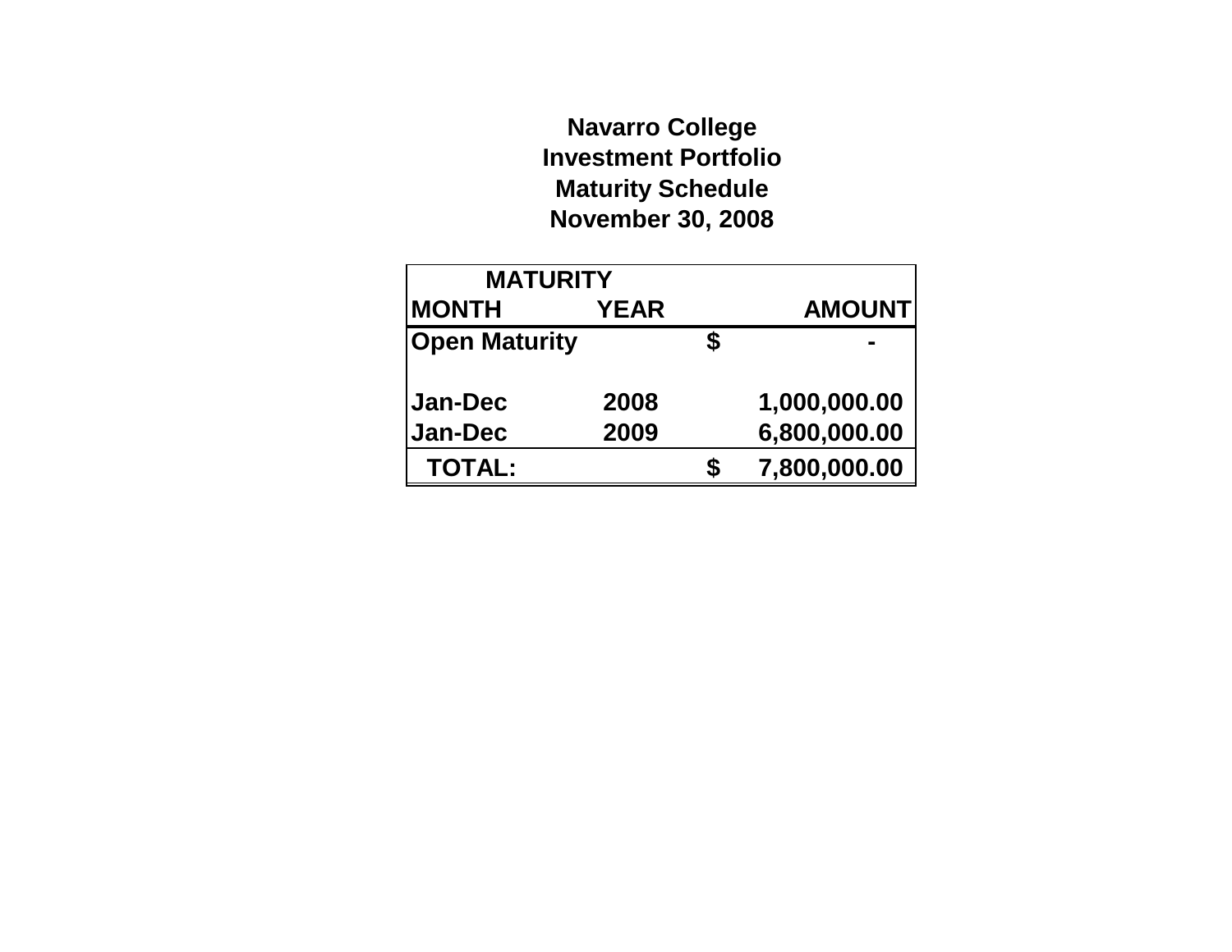# Navarro College
## Investment Portfolio
## Maturity Schedule
## November 30, 2008

| MATURITY | | | |
|---|---|---|---|
| MONTH | YEAR | | AMOUNT |
| Open Maturity | | $ | - |
| | | | |
| Jan-Dec | 2008 | | 1,000,000.00 |
| Jan-Dec | 2009 | | 6,800,000.00 |
| TOTAL: | | $ | 7,800,000.00 |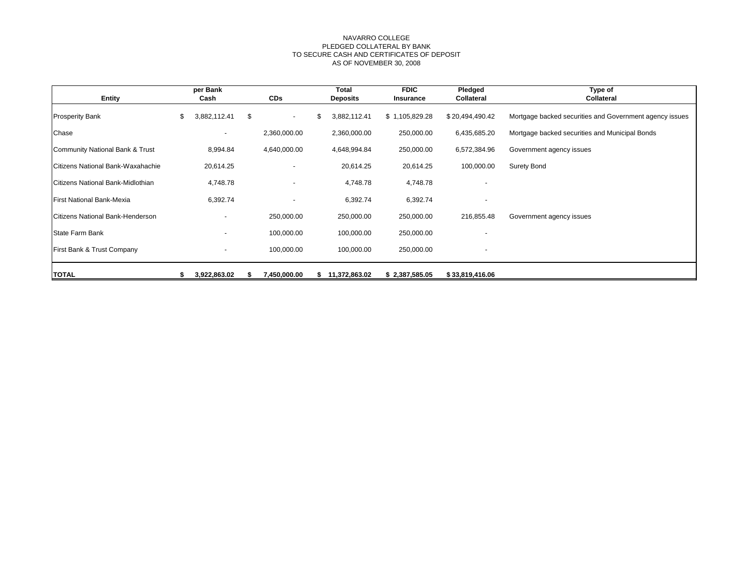NAVARRO COLLEGE
PLEDGED COLLATERAL BY BANK
TO SECURE CASH AND CERTIFICATES OF DEPOSIT
AS OF NOVEMBER 30, 2008

| Entity | per Bank Cash | CDs | Total Deposits | FDIC Insurance | Pledged Collateral | Type of Collateral |
|---|---|---|---|---|---|---|
| Prosperity Bank | $ 3,882,112.41 | $ - | $ 3,882,112.41 | $ 1,105,829.28 | $ 20,494,490.42 | Mortgage backed securities and Government agency issues |
| Chase | - | 2,360,000.00 | 2,360,000.00 | 250,000.00 | 6,435,685.20 | Mortgage backed securities and Municipal Bonds |
| Community National Bank & Trust | 8,994.84 | 4,640,000.00 | 4,648,994.84 | 250,000.00 | 6,572,384.96 | Government agency issues |
| Citizens National Bank-Waxahachie | 20,614.25 | - | 20,614.25 | 20,614.25 | 100,000.00 | Surety Bond |
| Citizens National Bank-Midlothian | 4,748.78 | - | 4,748.78 | 4,748.78 | - | |
| First National Bank-Mexia | 6,392.74 | - | 6,392.74 | 6,392.74 | - | |
| Citizens National Bank-Henderson | - | 250,000.00 | 250,000.00 | 250,000.00 | 216,855.48 | Government agency issues |
| State Farm Bank | - | 100,000.00 | 100,000.00 | 250,000.00 | - | |
| First Bank & Trust Company | - | 100,000.00 | 100,000.00 | 250,000.00 | - | |
| **TOTAL** | **$ 3,922,863.02** | **$ 7,450,000.00** | **$ 11,372,863.02** | **$ 2,387,585.05** | **$ 33,819,416.06** | |